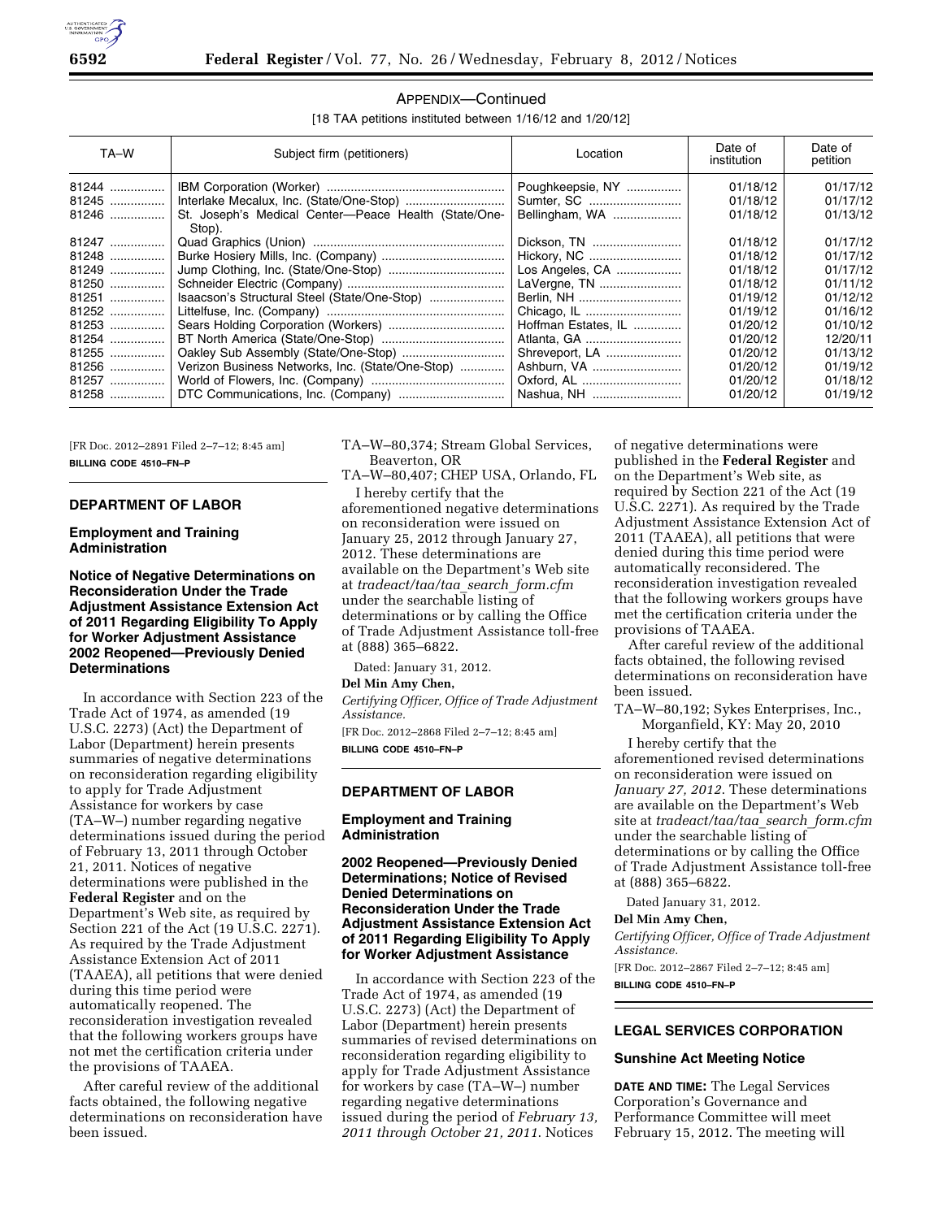APPENDIX—Continued

[18 TAA petitions instituted between 1/16/12 and 1/20/12]

| TA–W | Subject firm (petitioners) | Location | Date of institution | Date of petition |
|---|---|---|---|---|
| 81244 | IBM Corporation (Worker) | Poughkeepsie, NY | 01/18/12 | 01/17/12 |
| 81245 | Interlake Mecalux, Inc. (State/One-Stop) | Sumter, SC | 01/18/12 | 01/17/12 |
| 81246 | St. Joseph's Medical Center—Peace Health (State/One-Stop). | Bellingham, WA | 01/18/12 | 01/13/12 |
| 81247 | Quad Graphics (Union) | Dickson, TN | 01/18/12 | 01/17/12 |
| 81248 | Burke Hosiery Mills, Inc. (Company) | Hickory, NC | 01/18/12 | 01/17/12 |
| 81249 | Jump Clothing, Inc. (State/One-Stop) | Los Angeles, CA | 01/18/12 | 01/17/12 |
| 81250 | Schneider Electric (Company) | LaVergne, TN | 01/18/12 | 01/11/12 |
| 81251 | Isaacson's Structural Steel (State/One-Stop) | Berlin, NH | 01/19/12 | 01/12/12 |
| 81252 | Littelfuse, Inc. (Company) | Chicago, IL | 01/19/12 | 01/16/12 |
| 81253 | Sears Holding Corporation (Workers) | Hoffman Estates, IL | 01/20/12 | 01/10/12 |
| 81254 | BT North America (State/One-Stop) | Atlanta, GA | 01/20/12 | 12/20/11 |
| 81255 | Oakley Sub Assembly (State/One-Stop) | Shreveport, LA | 01/20/12 | 01/13/12 |
| 81256 | Verizon Business Networks, Inc. (State/One-Stop) | Ashburn, VA | 01/20/12 | 01/19/12 |
| 81257 | World of Flowers, Inc. (Company) | Oxford, AL | 01/20/12 | 01/18/12 |
| 81258 | DTC Communications, Inc. (Company) | Nashua, NH | 01/20/12 | 01/19/12 |

[FR Doc. 2012–2891 Filed 2–7–12; 8:45 am]

**BILLING CODE 4510–FN–P**

## DEPARTMENT OF LABOR

### Employment and Training Administration

### Notice of Negative Determinations on Reconsideration Under the Trade Adjustment Assistance Extension Act of 2011 Regarding Eligibility To Apply for Worker Adjustment Assistance 2002 Reopened—Previously Denied Determinations

In accordance with Section 223 of the Trade Act of 1974, as amended (19 U.S.C. 2273) (Act) the Department of Labor (Department) herein presents summaries of negative determinations on reconsideration regarding eligibility to apply for Trade Adjustment Assistance for workers by case (TA–W–) number regarding negative determinations issued during the period of February 13, 2011 through October 21, 2011. Notices of negative determinations were published in the **Federal Register** and on the Department's Web site, as required by Section 221 of the Act (19 U.S.C. 2271). As required by the Trade Adjustment Assistance Extension Act of 2011 (TAAEA), all petitions that were denied during this time period were automatically reopened. The reconsideration investigation revealed that the following workers groups have not met the certification criteria under the provisions of TAAEA.

After careful review of the additional facts obtained, the following negative determinations on reconsideration have been issued.

TA–W–80,374; Stream Global Services, Beaverton, OR

TA–W–80,407; CHEP USA, Orlando, FL

I hereby certify that the aforementioned negative determinations on reconsideration were issued on January 25, 2012 through January 27, 2012. These determinations are available on the Department's Web site at *tradeact/taa/taa_search_form.cfm* under the searchable listing of determinations or by calling the Office of Trade Adjustment Assistance toll-free at (888) 365–6822.

Dated: January 31, 2012.

**Del Min Amy Chen,**

*Certifying Officer, Office of Trade Adjustment Assistance.*

[FR Doc. 2012–2868 Filed 2–7–12; 8:45 am]

**BILLING CODE 4510–FN–P**

## DEPARTMENT OF LABOR

### Employment and Training Administration

### 2002 Reopened—Previously Denied Determinations; Notice of Revised Denied Determinations on Reconsideration Under the Trade Adjustment Assistance Extension Act of 2011 Regarding Eligibility To Apply for Worker Adjustment Assistance

In accordance with Section 223 of the Trade Act of 1974, as amended (19 U.S.C. 2273) (Act) the Department of Labor (Department) herein presents summaries of revised determinations on reconsideration regarding eligibility to apply for Trade Adjustment Assistance for workers by case (TA–W–) number regarding negative determinations issued during the period of *February 13, 2011 through October 21, 2011*. Notices of negative determinations were published in the **Federal Register** and on the Department's Web site, as required by Section 221 of the Act (19 U.S.C. 2271). As required by the Trade Adjustment Assistance Extension Act of 2011 (TAAEA), all petitions that were denied during this time period were automatically reconsidered. The reconsideration investigation revealed that the following workers groups have met the certification criteria under the provisions of TAAEA.

After careful review of the additional facts obtained, the following revised determinations on reconsideration have been issued.

TA–W–80,192; Sykes Enterprises, Inc., Morganfield, KY: May 20, 2010

I hereby certify that the aforementioned revised determinations on reconsideration were issued on *January 27, 2012*. These determinations are available on the Department's Web site at *tradeact/taa/taa_search_form.cfm* under the searchable listing of determinations or by calling the Office of Trade Adjustment Assistance toll-free at (888) 365–6822.

Dated January 31, 2012.

**Del Min Amy Chen,**

*Certifying Officer, Office of Trade Adjustment Assistance.*

[FR Doc. 2012–2867 Filed 2–7–12; 8:45 am]

**BILLING CODE 4510–FN–P**

## LEGAL SERVICES CORPORATION

### Sunshine Act Meeting Notice

**DATE AND TIME:** The Legal Services Corporation's Governance and Performance Committee will meet February 15, 2012. The meeting will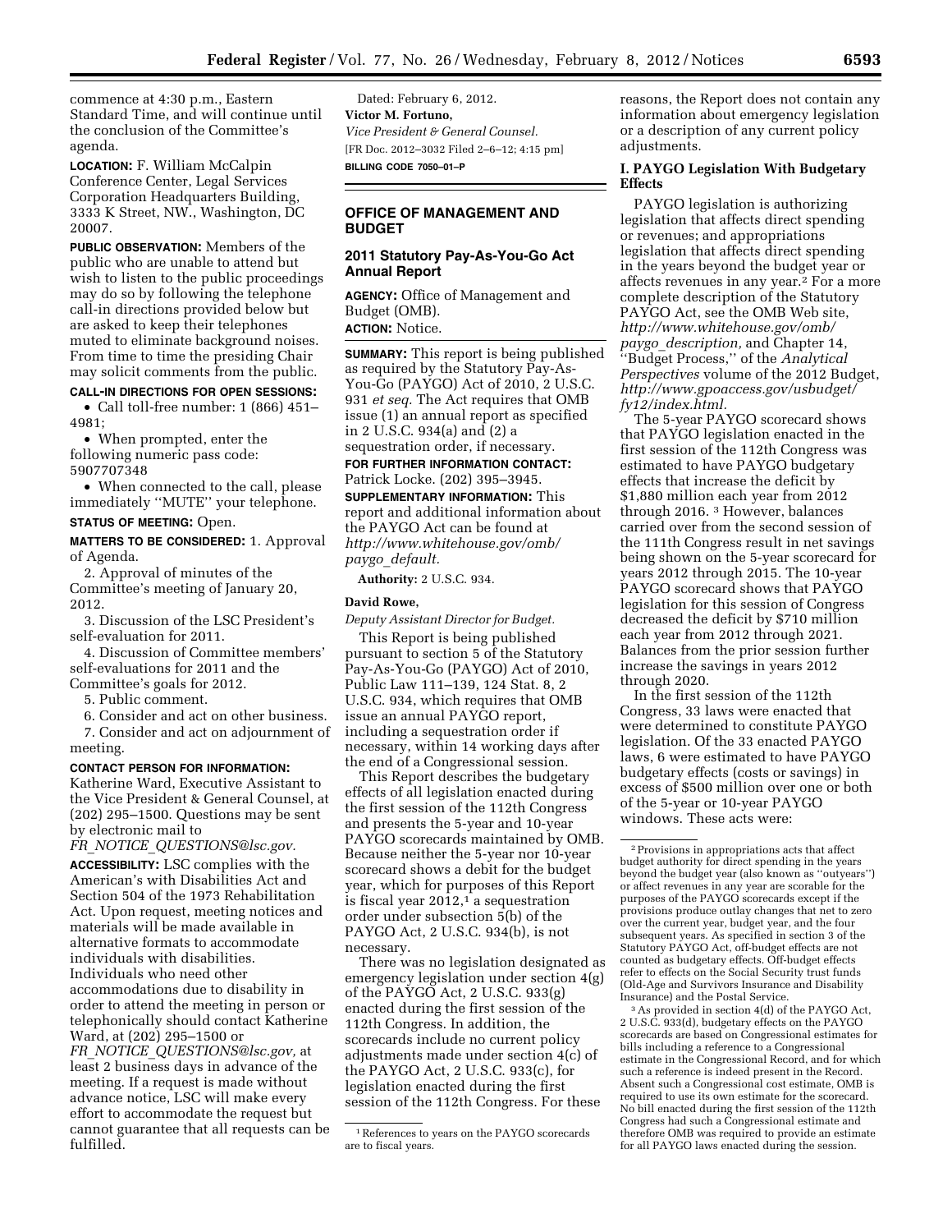commence at 4:30 p.m., Eastern Standard Time, and will continue until the conclusion of the Committee's agenda.

**LOCATION:** F. William McCalpin Conference Center, Legal Services Corporation Headquarters Building, 3333 K Street, NW., Washington, DC 20007.

**PUBLIC OBSERVATION:** Members of the public who are unable to attend but wish to listen to the public proceedings may do so by following the telephone call-in directions provided below but are asked to keep their telephones muted to eliminate background noises. From time to time the presiding Chair may solicit comments from the public.

**CALL-IN DIRECTIONS FOR OPEN SESSIONS:**

- Call toll-free number: 1 (866) 451–4981;
- When prompted, enter the following numeric pass code: 5907707348
- When connected to the call, please immediately "MUTE" your telephone.

**STATUS OF MEETING:** Open.

**MATTERS TO BE CONSIDERED:** 1. Approval of Agenda.

2. Approval of minutes of the Committee's meeting of January 20, 2012.

3. Discussion of the LSC President's self-evaluation for 2011.

4. Discussion of Committee members' self-evaluations for 2011 and the Committee's goals for 2012.

5. Public comment.

6. Consider and act on other business.

7. Consider and act on adjournment of meeting.

**CONTACT PERSON FOR INFORMATION:** Katherine Ward, Executive Assistant to the Vice President & General Counsel, at (202) 295–1500. Questions may be sent by electronic mail to *FR_NOTICE_QUESTIONS@lsc.gov.*

**ACCESSIBILITY:** LSC complies with the American's with Disabilities Act and Section 504 of the 1973 Rehabilitation Act. Upon request, meeting notices and materials will be made available in alternative formats to accommodate individuals with disabilities. Individuals who need other accommodations due to disability in order to attend the meeting in person or telephonically should contact Katherine Ward, at (202) 295–1500 or *FR_NOTICE_QUESTIONS@lsc.gov,* at least 2 business days in advance of the meeting. If a request is made without advance notice, LSC will make every effort to accommodate the request but cannot guarantee that all requests can be fulfilled.

Dated: February 6, 2012.

**Victor M. Fortuno,**

*Vice President & General Counsel.*

[FR Doc. 2012–3032 Filed 2–6–12; 4:15 pm]

**BILLING CODE 7050–01–P**

## OFFICE OF MANAGEMENT AND BUDGET

### 2011 Statutory Pay-As-You-Go Act Annual Report

**AGENCY:** Office of Management and Budget (OMB).

**ACTION:** Notice.

**SUMMARY:** This report is being published as required by the Statutory Pay-As-You-Go (PAYGO) Act of 2010, 2 U.S.C. 931 *et seq.* The Act requires that OMB issue (1) an annual report as specified in 2 U.S.C. 934(a) and (2) a sequestration order, if necessary.

**FOR FURTHER INFORMATION CONTACT:** Patrick Locke. (202) 395–3945.

**SUPPLEMENTARY INFORMATION:** This report and additional information about the PAYGO Act can be found at *http://www.whitehouse.gov/omb/paygo_default.*

**Authority:** 2 U.S.C. 934.

**David Rowe,**

*Deputy Assistant Director for Budget.*

This Report is being published pursuant to section 5 of the Statutory Pay-As-You-Go (PAYGO) Act of 2010, Public Law 111–139, 124 Stat. 8, 2 U.S.C. 934, which requires that OMB issue an annual PAYGO report, including a sequestration order if necessary, within 14 working days after the end of a Congressional session.

This Report describes the budgetary effects of all legislation enacted during the first session of the 112th Congress and presents the 5-year and 10-year PAYGO scorecards maintained by OMB. Because neither the 5-year nor 10-year scorecard shows a debit for the budget year, which for purposes of this Report is fiscal year 2012,[1] a sequestration order under subsection 5(b) of the PAYGO Act, 2 U.S.C. 934(b), is not necessary.

There was no legislation designated as emergency legislation under section 4(g) of the PAYGO Act, 2 U.S.C. 933(g) enacted during the first session of the 112th Congress. In addition, the scorecards include no current policy adjustments made under section 4(c) of the PAYGO Act, 2 U.S.C. 933(c), for legislation enacted during the first session of the 112th Congress. For these reasons, the Report does not contain any information about emergency legislation or a description of any current policy adjustments.

### I. PAYGO Legislation With Budgetary Effects

PAYGO legislation is authorizing legislation that affects direct spending or revenues; and appropriations legislation that affects direct spending in the years beyond the budget year or affects revenues in any year.[2] For a more complete description of the Statutory PAYGO Act, see the OMB Web site, *http://www.whitehouse.gov/omb/paygo_description,* and Chapter 14, "Budget Process," of the *Analytical Perspectives* volume of the 2012 Budget, *http://www.gpoaccess.gov/usbudget/fy12/index.html.*

The 5-year PAYGO scorecard shows that PAYGO legislation enacted in the first session of the 112th Congress was estimated to have PAYGO budgetary effects that increase the deficit by $1,880 million each year from 2012 through 2016.[3] However, balances carried over from the second session of the 111th Congress result in net savings being shown on the 5-year scorecard for years 2012 through 2015. The 10-year PAYGO scorecard shows that PAYGO legislation for this session of Congress decreased the deficit by $710 million each year from 2012 through 2021. Balances from the prior session further increase the savings in years 2012 through 2020.

In the first session of the 112th Congress, 33 laws were enacted that were determined to constitute PAYGO legislation. Of the 33 enacted PAYGO laws, 6 were estimated to have PAYGO budgetary effects (costs or savings) in excess of $500 million over one or both of the 5-year or 10-year PAYGO windows. These acts were:

[1] References to years on the PAYGO scorecards are to fiscal years.

[2] Provisions in appropriations acts that affect budget authority for direct spending in the years beyond the budget year (also known as "outyears") or affect revenues in any year are scorable for the purposes of the PAYGO scorecards except if the provisions produce outlay changes that net to zero over the current year, budget year, and the four subsequent years. As specified in section 3 of the Statutory PAYGO Act, off-budget effects are not counted as budgetary effects. Off-budget effects refer to effects on the Social Security trust funds (Old-Age and Survivors Insurance and Disability Insurance) and the Postal Service.

[3] As provided in section 4(d) of the PAYGO Act, 2 U.S.C. 933(d), budgetary effects on the PAYGO scorecards are based on Congressional estimates for bills including a reference to a Congressional estimate in the Congressional Record, and for which such a reference is indeed present in the Record. Absent such a Congressional cost estimate, OMB is required to use its own estimate for the scorecard. No bill enacted during the first session of the 112th Congress had such a Congressional estimate and therefore OMB was required to provide an estimate for all PAYGO laws enacted during the session.